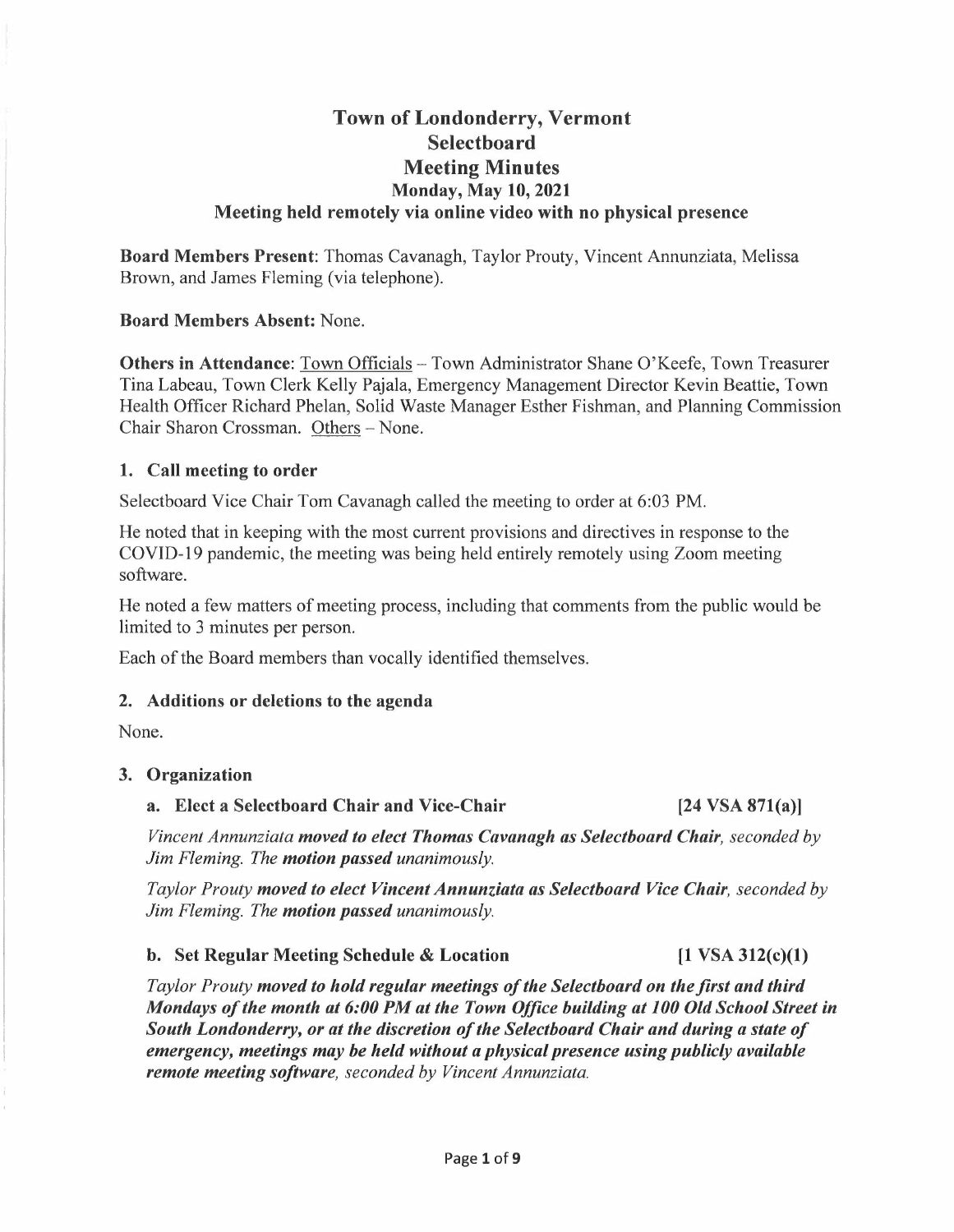# Town of Londonderry, Vermont
# Selectboard
# Meeting Minutes
## Monday, May 10, 2021
## Meeting held remotely via online video with no physical presence

**Board Members Present**: Thomas Cavanagh, Taylor Prouty, Vincent Annunziata, Melissa Brown, and James Fleming (via telephone).

**Board Members Absent:** None.

**Others in Attendance**: Town Officials – Town Administrator Shane O'Keefe, Town Treasurer Tina Labeau, Town Clerk Kelly Pajala, Emergency Management Director Kevin Beattie, Town Health Officer Richard Phelan, Solid Waste Manager Esther Fishman, and Planning Commission Chair Sharon Crossman. Others – None.

### 1. Call meeting to order

Selectboard Vice Chair Tom Cavanagh called the meeting to order at 6:03 PM.

He noted that in keeping with the most current provisions and directives in response to the COVID-19 pandemic, the meeting was being held entirely remotely using Zoom meeting software.

He noted a few matters of meeting process, including that comments from the public would be limited to 3 minutes per person.

Each of the Board members than vocally identified themselves.

### 2. Additions or deletions to the agenda

None.

### 3. Organization

#### a. Elect a Selectboard Chair and Vice-Chair [24 VSA 871(a)]

*Vincent Annunziata* ***moved to elect Thomas Cavanagh as Selectboard Chair****, seconded by Jim Fleming. The* ***motion passed*** *unanimously.*

*Taylor Prouty* ***moved to elect Vincent Annunziata as Selectboard Vice Chair****, seconded by Jim Fleming. The* ***motion passed*** *unanimously.*

#### b. Set Regular Meeting Schedule & Location [1 VSA 312(c)(1)

*Taylor Prouty* ***moved to hold regular meetings of the Selectboard on the first and third Mondays of the month at 6:00 PM at the Town Office building at 100 Old School Street in South Londonderry, or at the discretion of the Selectboard Chair and during a state of emergency, meetings may be held without a physical presence using publicly available remote meeting software****, seconded by Vincent Annunziata.*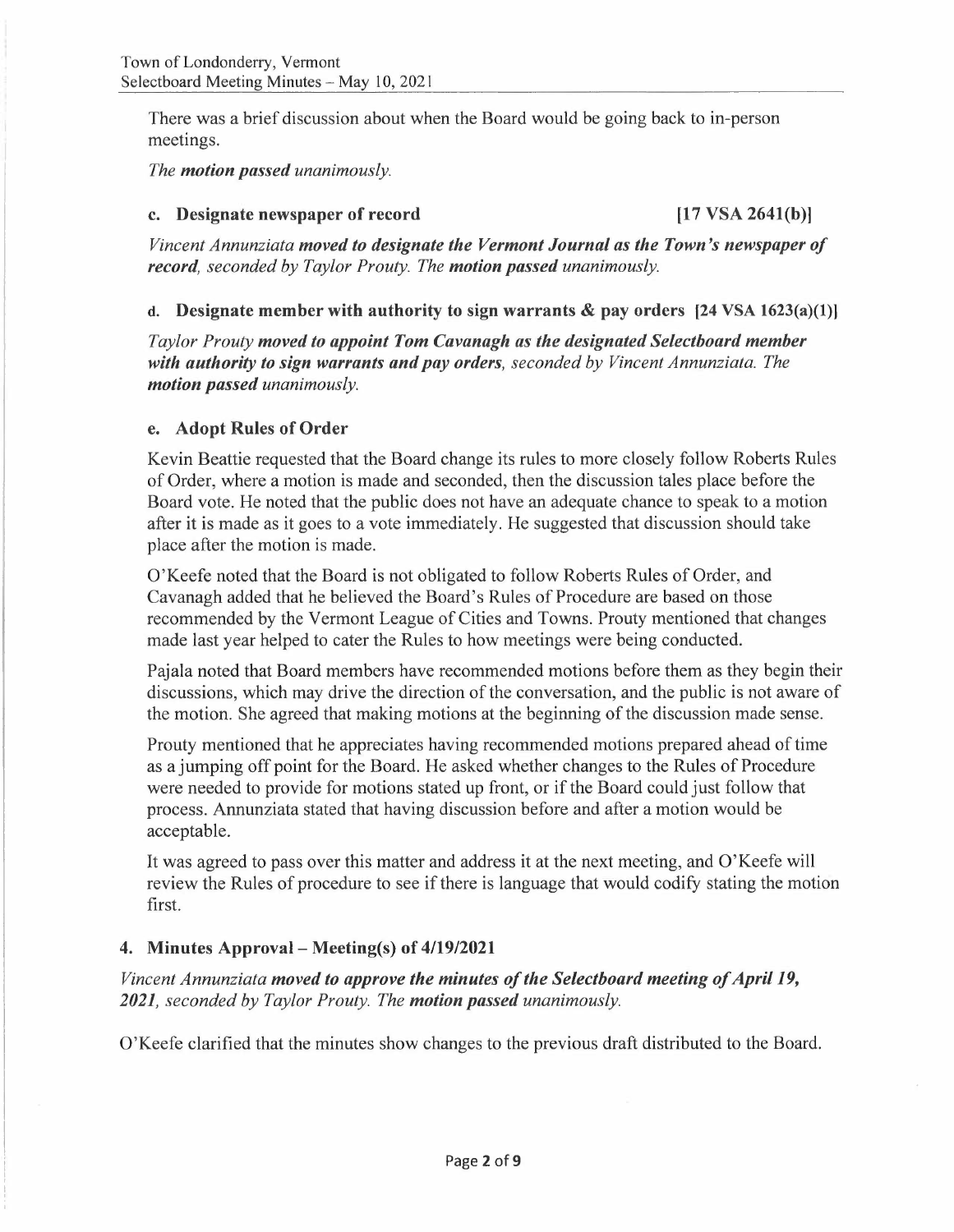There was a brief discussion about when the Board would be going back to in-person meetings.

*The **motion passed** unanimously.*

**c. Designate newspaper of record [17 VSA 2641(b)]**

*Vincent Annunziata **moved to designate the Vermont Journal as the Town's newspaper of record**, seconded by Taylor Prouty. The **motion passed** unanimously.*

**d. Designate member with authority to sign warrants & pay orders [24 VSA 1623(a)(1)]**

*Taylor Prouty **moved to appoint Tom Cavanagh as the designated Selectboard member with authority to sign warrants and pay orders**, seconded by Vincent Annunziata. The **motion passed** unanimously.*

**e. Adopt Rules of Order**

Kevin Beattie requested that the Board change its rules to more closely follow Roberts Rules of Order, where a motion is made and seconded, then the discussion tales place before the Board vote. He noted that the public does not have an adequate chance to speak to a motion after it is made as it goes to a vote immediately. He suggested that discussion should take place after the motion is made.

O'Keefe noted that the Board is not obligated to follow Roberts Rules of Order, and Cavanagh added that he believed the Board's Rules of Procedure are based on those recommended by the Vermont League of Cities and Towns. Prouty mentioned that changes made last year helped to cater the Rules to how meetings were being conducted.

Pajala noted that Board members have recommended motions before them as they begin their discussions, which may drive the direction of the conversation, and the public is not aware of the motion. She agreed that making motions at the beginning of the discussion made sense.

Prouty mentioned that he appreciates having recommended motions prepared ahead of time as a jumping off point for the Board. He asked whether changes to the Rules of Procedure were needed to provide for motions stated up front, or if the Board could just follow that process. Annunziata stated that having discussion before and after a motion would be acceptable.

It was agreed to pass over this matter and address it at the next meeting, and O'Keefe will review the Rules of procedure to see if there is language that would codify stating the motion first.

## 4. Minutes Approval – Meeting(s) of 4/19/2021

*Vincent Annunziata **moved to approve the minutes of the Selectboard meeting of April 19, 2021**, seconded by Taylor Prouty. The **motion passed** unanimously.*

O'Keefe clarified that the minutes show changes to the previous draft distributed to the Board.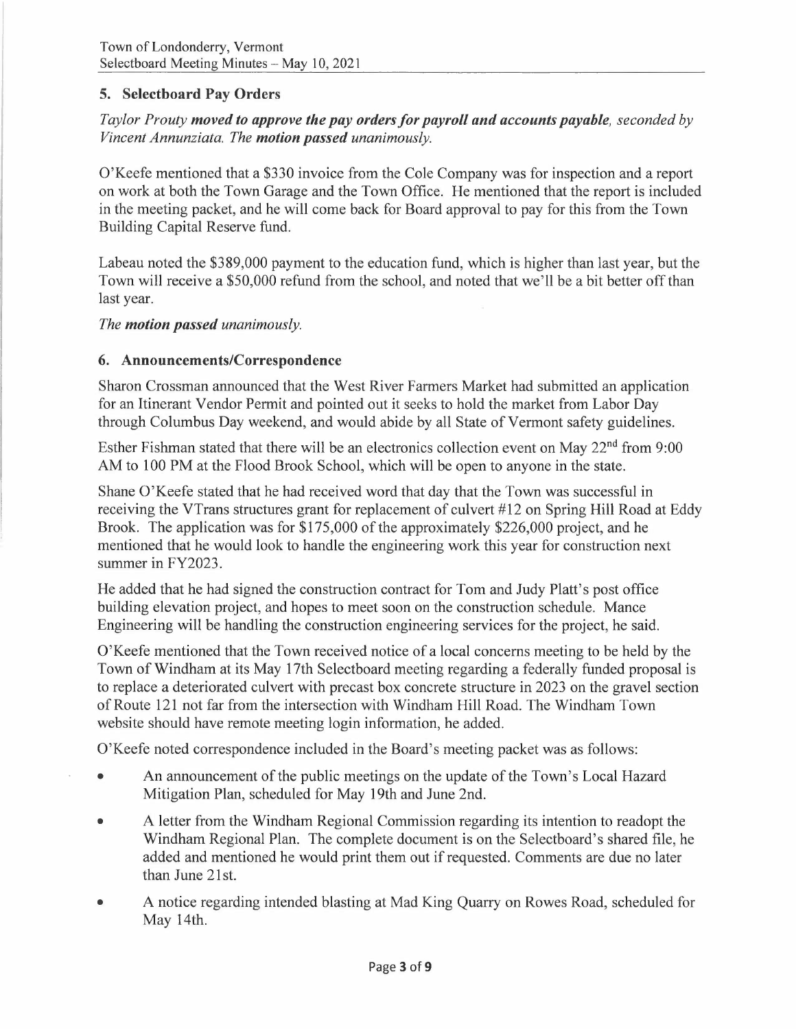## 5. Selectboard Pay Orders

*Taylor Prouty* ***moved to approve the pay orders for payroll and accounts payable****, seconded by Vincent Annunziata. The* ***motion passed*** *unanimously.*

O'Keefe mentioned that a $330 invoice from the Cole Company was for inspection and a report on work at both the Town Garage and the Town Office. He mentioned that the report is included in the meeting packet, and he will come back for Board approval to pay for this from the Town Building Capital Reserve fund.

Labeau noted the $389,000 payment to the education fund, which is higher than last year, but the Town will receive a $50,000 refund from the school, and noted that we'll be a bit better off than last year.

*The* ***motion passed*** *unanimously.*

## 6. Announcements/Correspondence

Sharon Crossman announced that the West River Farmers Market had submitted an application for an Itinerant Vendor Permit and pointed out it seeks to hold the market from Labor Day through Columbus Day weekend, and would abide by all State of Vermont safety guidelines.

Esther Fishman stated that there will be an electronics collection event on May 22nd from 9:00 AM to 100 PM at the Flood Brook School, which will be open to anyone in the state.

Shane O'Keefe stated that he had received word that day that the Town was successful in receiving the VTrans structures grant for replacement of culvert #12 on Spring Hill Road at Eddy Brook. The application was for $175,000 of the approximately $226,000 project, and he mentioned that he would look to handle the engineering work this year for construction next summer in FY2023.

He added that he had signed the construction contract for Tom and Judy Platt's post office building elevation project, and hopes to meet soon on the construction schedule. Mance Engineering will be handling the construction engineering services for the project, he said.

O'Keefe mentioned that the Town received notice of a local concerns meeting to be held by the Town of Windham at its May 17th Selectboard meeting regarding a federally funded proposal is to replace a deteriorated culvert with precast box concrete structure in 2023 on the gravel section of Route 121 not far from the intersection with Windham Hill Road. The Windham Town website should have remote meeting login information, he added.

O'Keefe noted correspondence included in the Board's meeting packet was as follows:

- An announcement of the public meetings on the update of the Town's Local Hazard Mitigation Plan, scheduled for May 19th and June 2nd.
- A letter from the Windham Regional Commission regarding its intention to readopt the Windham Regional Plan. The complete document is on the Selectboard's shared file, he added and mentioned he would print them out if requested. Comments are due no later than June 21st.
- A notice regarding intended blasting at Mad King Quarry on Rowes Road, scheduled for May 14th.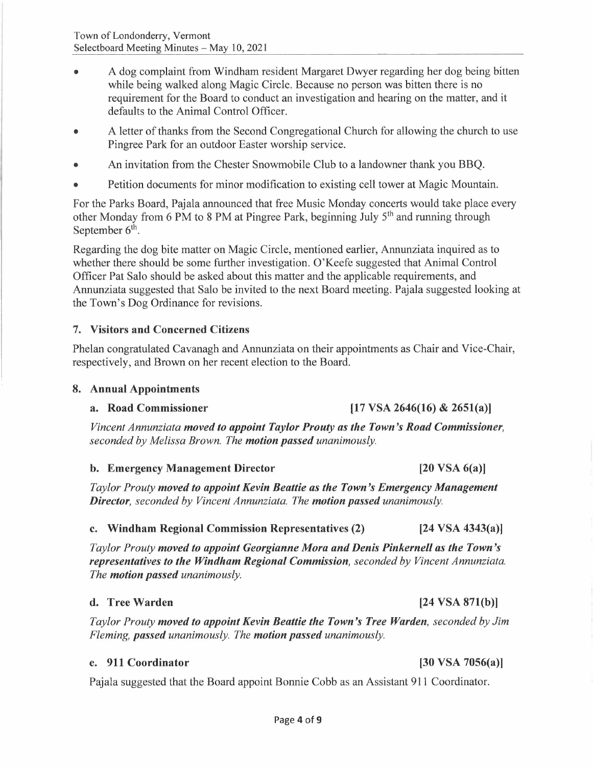- A dog complaint from Windham resident Margaret Dwyer regarding her dog being bitten while being walked along Magic Circle. Because no person was bitten there is no requirement for the Board to conduct an investigation and hearing on the matter, and it defaults to the Animal Control Officer.
- A letter of thanks from the Second Congregational Church for allowing the church to use Pingree Park for an outdoor Easter worship service.
- An invitation from the Chester Snowmobile Club to a landowner thank you BBQ.
- Petition documents for minor modification to existing cell tower at Magic Mountain.

For the Parks Board, Pajala announced that free Music Monday concerts would take place every other Monday from 6 PM to 8 PM at Pingree Park, beginning July 5th and running through September 6th.

Regarding the dog bite matter on Magic Circle, mentioned earlier, Annunziata inquired as to whether there should be some further investigation. O'Keefe suggested that Animal Control Officer Pat Salo should be asked about this matter and the applicable requirements, and Annunziata suggested that Salo be invited to the next Board meeting. Pajala suggested looking at the Town's Dog Ordinance for revisions.

## 7. Visitors and Concerned Citizens

Phelan congratulated Cavanagh and Annunziata on their appointments as Chair and Vice-Chair, respectively, and Brown on her recent election to the Board.

## 8. Annual Appointments

### a. Road Commissioner [17 VSA 2646(16) & 2651(a)]

*Vincent Annunziata* ***moved to appoint Taylor Prouty as the Town's Road Commissioner****, seconded by Melissa Brown. The* ***motion passed*** *unanimously.*

### b. Emergency Management Director [20 VSA 6(a)]

*Taylor Prouty* ***moved to appoint Kevin Beattie as the Town's Emergency Management Director****, seconded by Vincent Annunziata. The* ***motion passed*** *unanimously.*

### c. Windham Regional Commission Representatives (2) [24 VSA 4343(a)]

*Taylor Prouty* ***moved to appoint Georgianne Mora and Denis Pinkernell as the Town's representatives to the Windham Regional Commission****, seconded by Vincent Annunziata. The* ***motion passed*** *unanimously.*

### d. Tree Warden [24 VSA 871(b)]

*Taylor Prouty* ***moved to appoint Kevin Beattie the Town's Tree Warden****, seconded by Jim Fleming,* ***passed*** *unanimously. The* ***motion passed*** *unanimously.*

### e. 911 Coordinator [30 VSA 7056(a)]

Pajala suggested that the Board appoint Bonnie Cobb as an Assistant 911 Coordinator.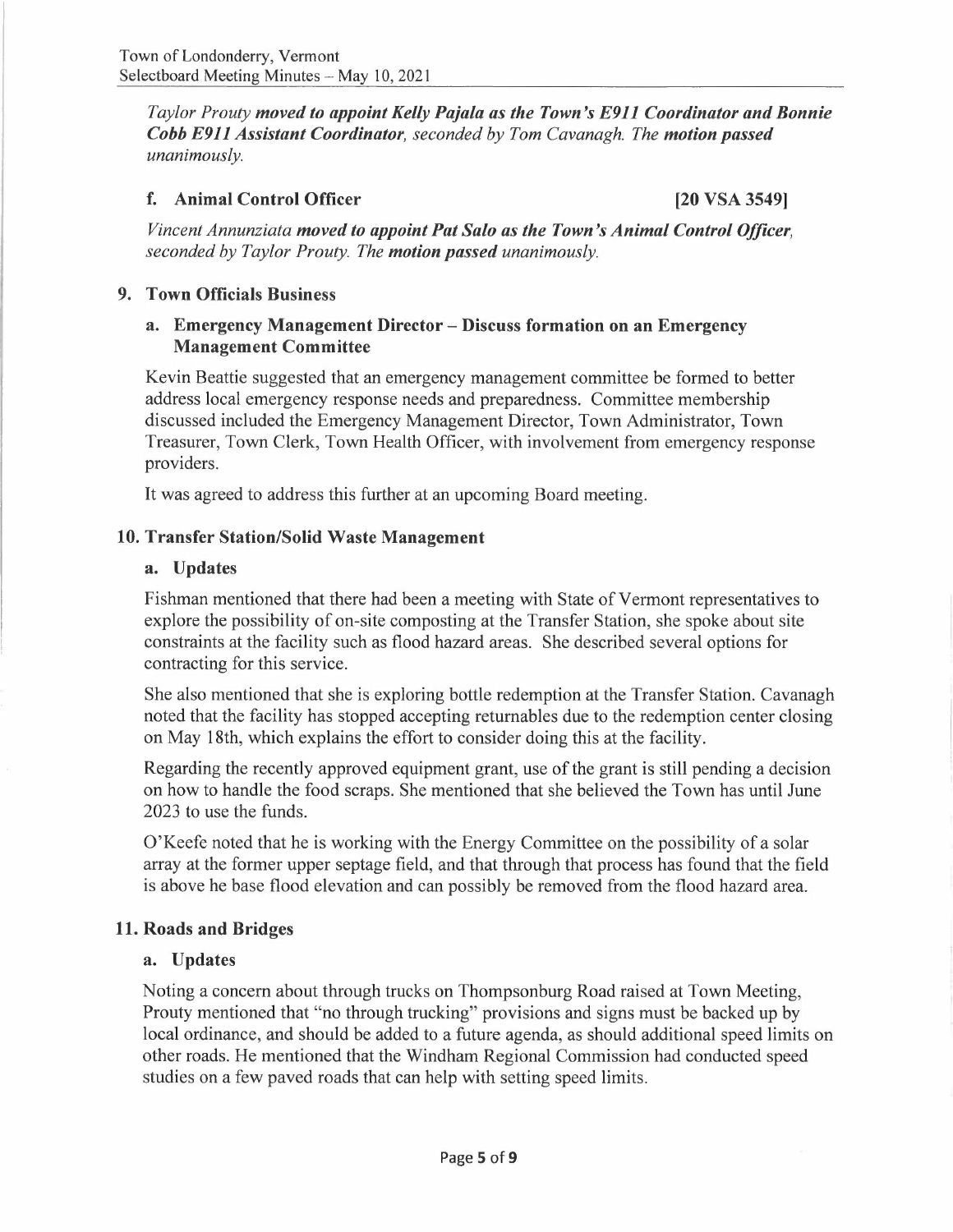*Taylor Prouty **moved to appoint Kelly Pajala as the Town's E911 Coordinator and Bonnie Cobb E911 Assistant Coordinator**, seconded by Tom Cavanagh. The **motion passed** unanimously.*

### f. Animal Control Officer [20 VSA 3549]

*Vincent Annunziata **moved to appoint Pat Salo as the Town's Animal Control Officer**, seconded by Taylor Prouty. The **motion passed** unanimously.*

## 9. Town Officials Business

### a. Emergency Management Director – Discuss formation on an Emergency Management Committee

Kevin Beattie suggested that an emergency management committee be formed to better address local emergency response needs and preparedness. Committee membership discussed included the Emergency Management Director, Town Administrator, Town Treasurer, Town Clerk, Town Health Officer, with involvement from emergency response providers.

It was agreed to address this further at an upcoming Board meeting.

## 10. Transfer Station/Solid Waste Management

### a. Updates

Fishman mentioned that there had been a meeting with State of Vermont representatives to explore the possibility of on-site composting at the Transfer Station, she spoke about site constraints at the facility such as flood hazard areas. She described several options for contracting for this service.

She also mentioned that she is exploring bottle redemption at the Transfer Station. Cavanagh noted that the facility has stopped accepting returnables due to the redemption center closing on May 18th, which explains the effort to consider doing this at the facility.

Regarding the recently approved equipment grant, use of the grant is still pending a decision on how to handle the food scraps. She mentioned that she believed the Town has until June 2023 to use the funds.

O'Keefe noted that he is working with the Energy Committee on the possibility of a solar array at the former upper septage field, and that through that process has found that the field is above he base flood elevation and can possibly be removed from the flood hazard area.

## 11. Roads and Bridges

### a. Updates

Noting a concern about through trucks on Thompsonburg Road raised at Town Meeting, Prouty mentioned that "no through trucking" provisions and signs must be backed up by local ordinance, and should be added to a future agenda, as should additional speed limits on other roads. He mentioned that the Windham Regional Commission had conducted speed studies on a few paved roads that can help with setting speed limits.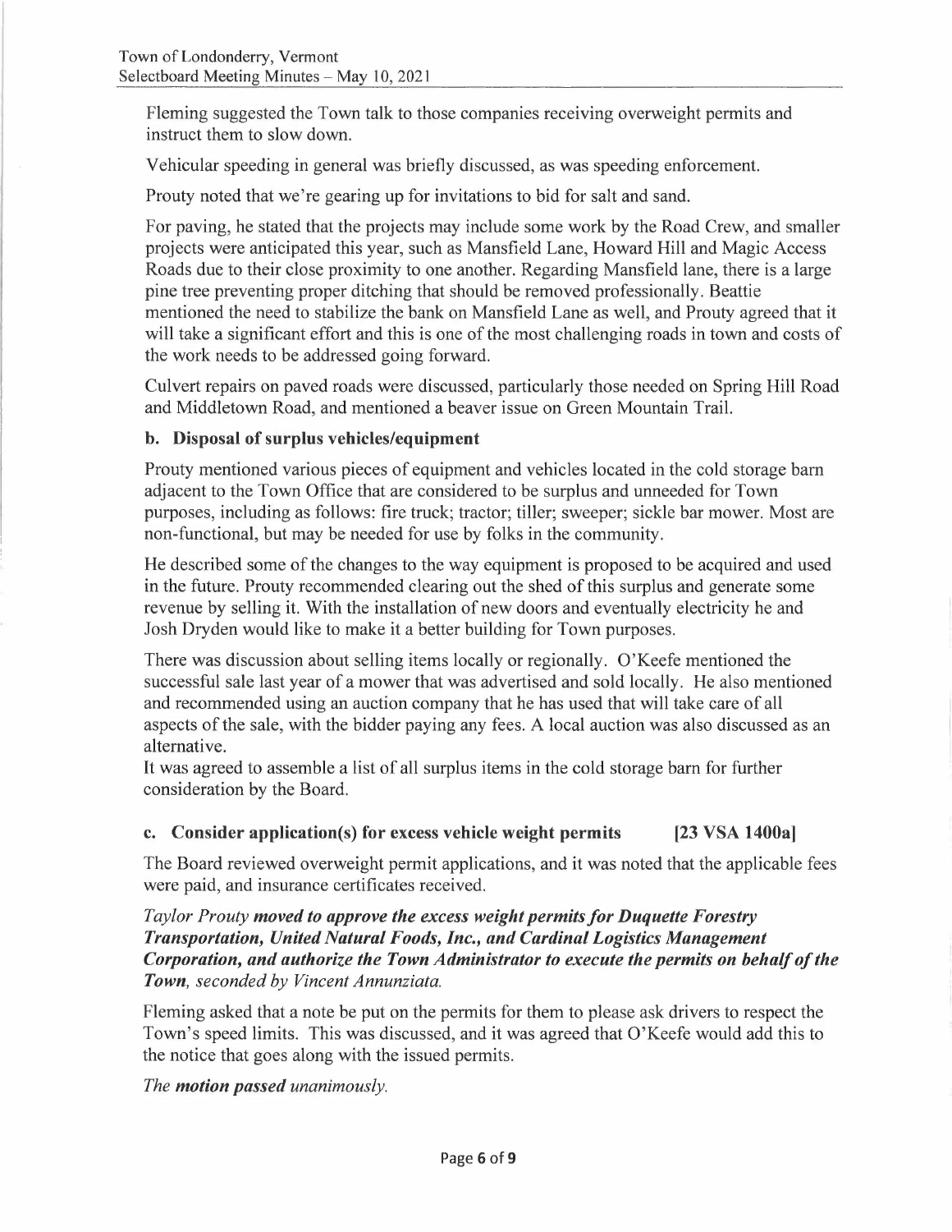Fleming suggested the Town talk to those companies receiving overweight permits and instruct them to slow down.

Vehicular speeding in general was briefly discussed, as was speeding enforcement.

Prouty noted that we're gearing up for invitations to bid for salt and sand.

For paving, he stated that the projects may include some work by the Road Crew, and smaller projects were anticipated this year, such as Mansfield Lane, Howard Hill and Magic Access Roads due to their close proximity to one another. Regarding Mansfield lane, there is a large pine tree preventing proper ditching that should be removed professionally. Beattie mentioned the need to stabilize the bank on Mansfield Lane as well, and Prouty agreed that it will take a significant effort and this is one of the most challenging roads in town and costs of the work needs to be addressed going forward.

Culvert repairs on paved roads were discussed, particularly those needed on Spring Hill Road and Middletown Road, and mentioned a beaver issue on Green Mountain Trail.

### b. Disposal of surplus vehicles/equipment

Prouty mentioned various pieces of equipment and vehicles located in the cold storage barn adjacent to the Town Office that are considered to be surplus and unneeded for Town purposes, including as follows: fire truck; tractor; tiller; sweeper; sickle bar mower. Most are non-functional, but may be needed for use by folks in the community.

He described some of the changes to the way equipment is proposed to be acquired and used in the future. Prouty recommended clearing out the shed of this surplus and generate some revenue by selling it. With the installation of new doors and eventually electricity he and Josh Dryden would like to make it a better building for Town purposes.

There was discussion about selling items locally or regionally. O'Keefe mentioned the successful sale last year of a mower that was advertised and sold locally. He also mentioned and recommended using an auction company that he has used that will take care of all aspects of the sale, with the bidder paying any fees. A local auction was also discussed as an alternative.

It was agreed to assemble a list of all surplus items in the cold storage barn for further consideration by the Board.

### c. Consider application(s) for excess vehicle weight permits [23 VSA 1400a]

The Board reviewed overweight permit applications, and it was noted that the applicable fees were paid, and insurance certificates received.

*Taylor Prouty* ***moved to approve the excess weight permits for Duquette Forestry Transportation, United Natural Foods, Inc., and Cardinal Logistics Management Corporation, and authorize the Town Administrator to execute the permits on behalf of the Town****, seconded by Vincent Annunziata.*

Fleming asked that a note be put on the permits for them to please ask drivers to respect the Town's speed limits. This was discussed, and it was agreed that O'Keefe would add this to the notice that goes along with the issued permits.

*The* ***motion passed*** *unanimously.*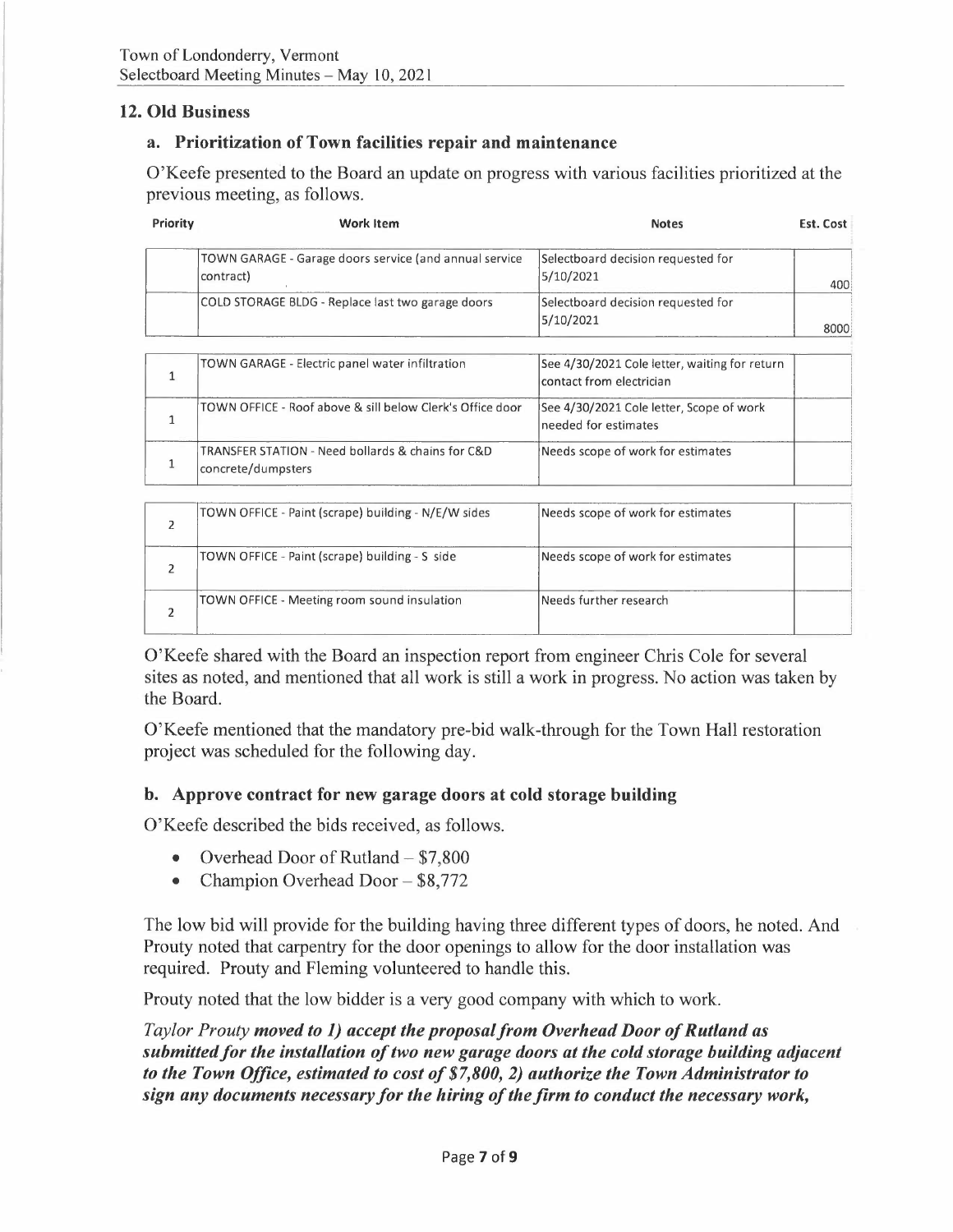Town of Londonderry, Vermont
Selectboard Meeting Minutes – May 10, 2021

## 12. Old Business

### a. Prioritization of Town facilities repair and maintenance

O'Keefe presented to the Board an update on progress with various facilities prioritized at the previous meeting, as follows.

| Priority | Work Item | Notes | Est. Cost |
|---|---|---|---|
| | TOWN GARAGE - Garage doors service (and annual service contract) | Selectboard decision requested for 5/10/2021 | 400 |
| | COLD STORAGE BLDG - Replace last two garage doors | Selectboard decision requested for 5/10/2021 | 8000 |
| 1 | TOWN GARAGE - Electric panel water infiltration | See 4/30/2021 Cole letter, waiting for return contact from electrician | |
| 1 | TOWN OFFICE - Roof above & sill below Clerk's Office door | See 4/30/2021 Cole letter, Scope of work needed for estimates | |
| 1 | TRANSFER STATION - Need bollards & chains for C&D concrete/dumpsters | Needs scope of work for estimates | |
| 2 | TOWN OFFICE - Paint (scrape) building - N/E/W sides | Needs scope of work for estimates | |
| 2 | TOWN OFFICE - Paint (scrape) building - S side | Needs scope of work for estimates | |
| 2 | TOWN OFFICE - Meeting room sound insulation | Needs further research | |

O'Keefe shared with the Board an inspection report from engineer Chris Cole for several sites as noted, and mentioned that all work is still a work in progress. No action was taken by the Board.

O'Keefe mentioned that the mandatory pre-bid walk-through for the Town Hall restoration project was scheduled for the following day.

### b. Approve contract for new garage doors at cold storage building

O'Keefe described the bids received, as follows.

- Overhead Door of Rutland – $7,800
- Champion Overhead Door – $8,772

The low bid will provide for the building having three different types of doors, he noted. And Prouty noted that carpentry for the door openings to allow for the door installation was required. Prouty and Fleming volunteered to handle this.

Prouty noted that the low bidder is a very good company with which to work.

*Taylor Prouty* ***moved to 1) accept the proposal from Overhead Door of Rutland as submitted for the installation of two new garage doors at the cold storage building adjacent to the Town Office, estimated to cost of $7,800, 2) authorize the Town Administrator to sign any documents necessary for the hiring of the firm to conduct the necessary work,***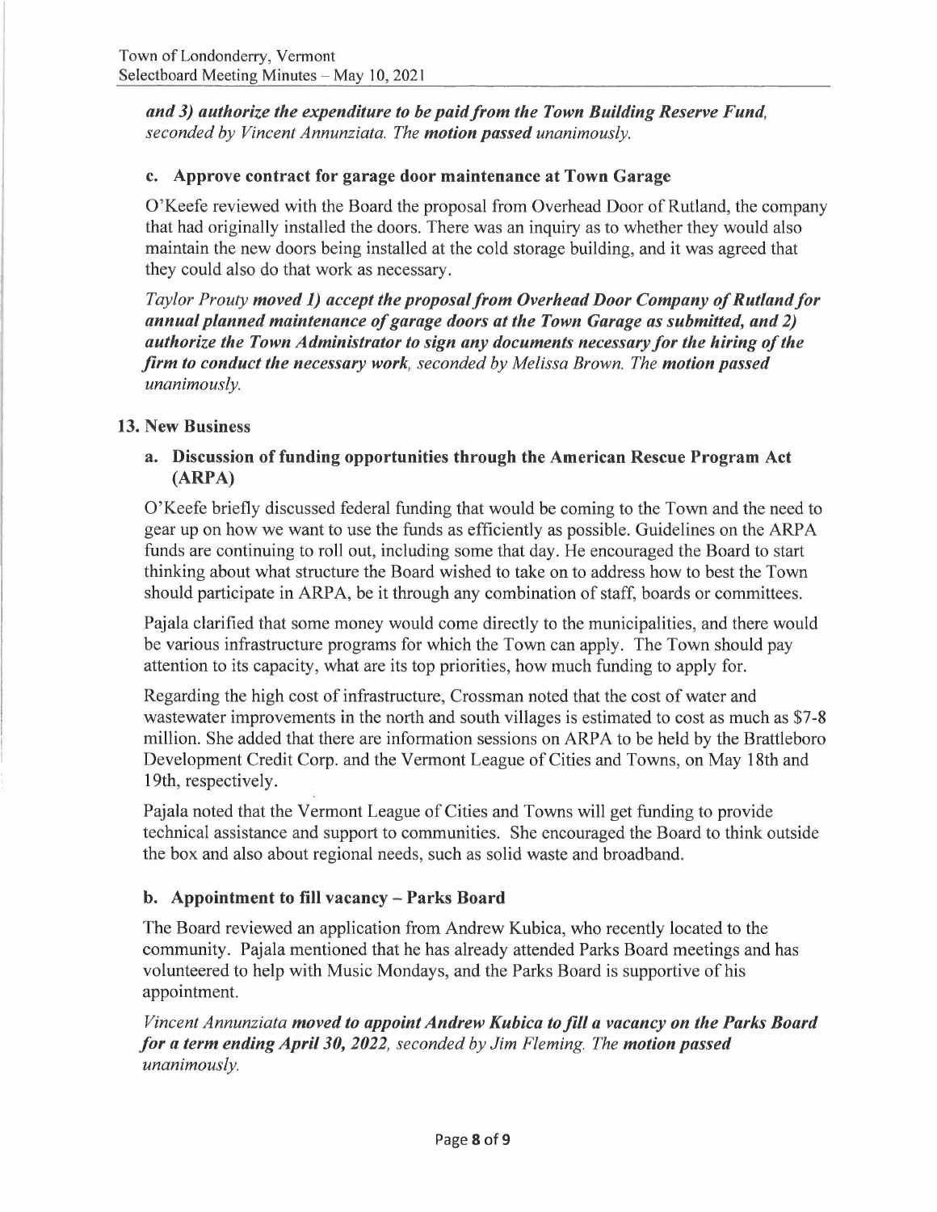***and 3) authorize the expenditure to be paid from the Town Building Reserve Fund****, seconded by Vincent Annunziata. The* ***motion passed*** *unanimously.*

### c. Approve contract for garage door maintenance at Town Garage

O'Keefe reviewed with the Board the proposal from Overhead Door of Rutland, the company that had originally installed the doors. There was an inquiry as to whether they would also maintain the new doors being installed at the cold storage building, and it was agreed that they could also do that work as necessary.

*Taylor Prouty* ***moved 1) accept the proposal from Overhead Door Company of Rutland for annual planned maintenance of garage doors at the Town Garage as submitted, and 2) authorize the Town Administrator to sign any documents necessary for the hiring of the firm to conduct the necessary work****, seconded by Melissa Brown. The* ***motion passed*** *unanimously.*

## 13. New Business

### a. Discussion of funding opportunities through the American Rescue Program Act (ARPA)

O'Keefe briefly discussed federal funding that would be coming to the Town and the need to gear up on how we want to use the funds as efficiently as possible. Guidelines on the ARPA funds are continuing to roll out, including some that day. He encouraged the Board to start thinking about what structure the Board wished to take on to address how to best the Town should participate in ARPA, be it through any combination of staff, boards or committees.

Pajala clarified that some money would come directly to the municipalities, and there would be various infrastructure programs for which the Town can apply. The Town should pay attention to its capacity, what are its top priorities, how much funding to apply for.

Regarding the high cost of infrastructure, Crossman noted that the cost of water and wastewater improvements in the north and south villages is estimated to cost as much as $7-8 million. She added that there are information sessions on ARPA to be held by the Brattleboro Development Credit Corp. and the Vermont League of Cities and Towns, on May 18th and 19th, respectively.

Pajala noted that the Vermont League of Cities and Towns will get funding to provide technical assistance and support to communities. She encouraged the Board to think outside the box and also about regional needs, such as solid waste and broadband.

### b. Appointment to fill vacancy – Parks Board

The Board reviewed an application from Andrew Kubica, who recently located to the community. Pajala mentioned that he has already attended Parks Board meetings and has volunteered to help with Music Mondays, and the Parks Board is supportive of his appointment.

*Vincent Annunziata* ***moved to appoint Andrew Kubica to fill a vacancy on the Parks Board for a term ending April 30, 2022****, seconded by Jim Fleming. The* ***motion passed*** *unanimously.*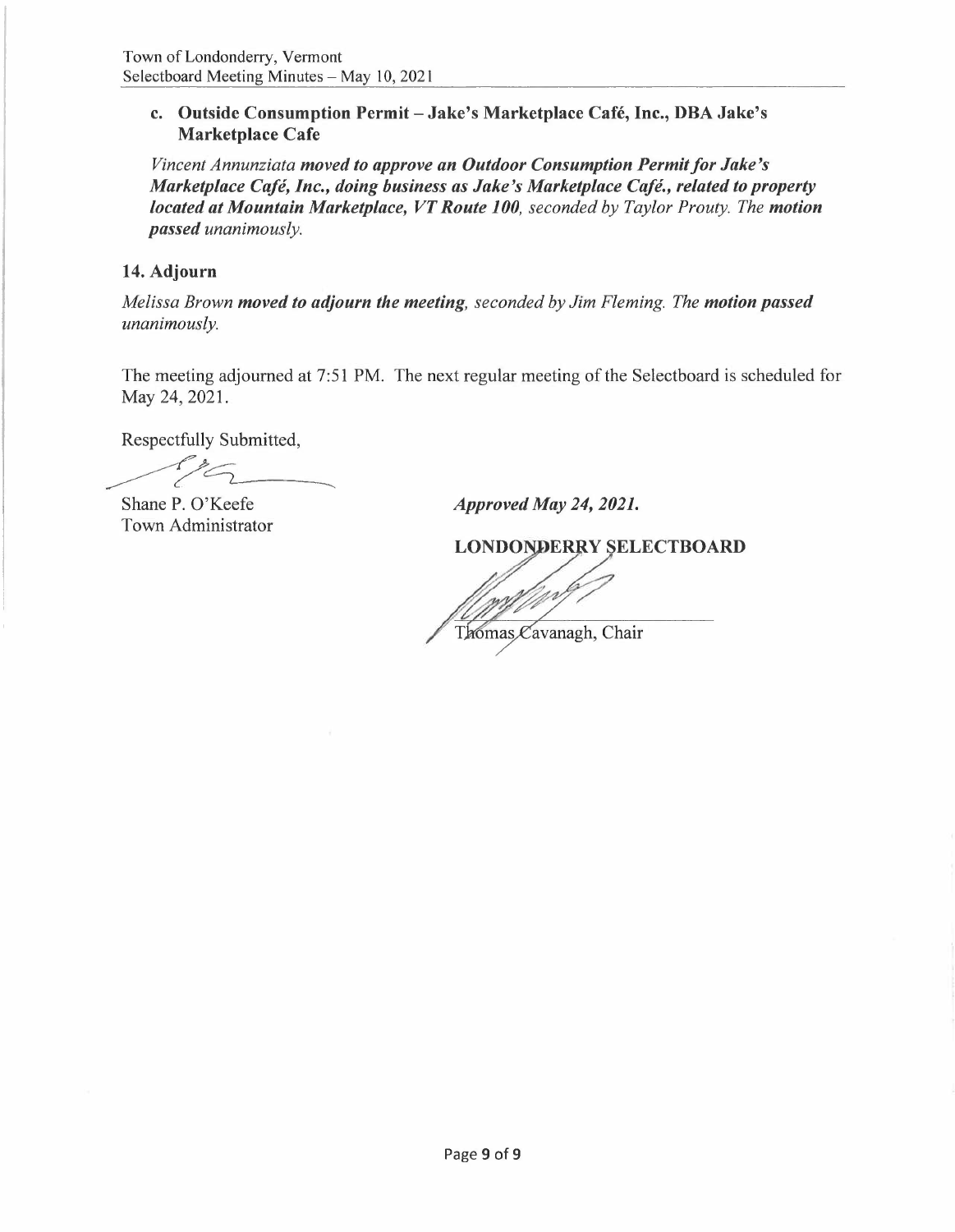**c. Outside Consumption Permit – Jake's Marketplace Café, Inc., DBA Jake's Marketplace Cafe**

*Vincent Annunziata **moved to approve an Outdoor Consumption Permit for Jake's Marketplace Café, Inc., doing business as Jake's Marketplace Café., related to property located at Mountain Marketplace, VT Route 100**, seconded by Taylor Prouty. The **motion passed** unanimously.*

## 14. Adjourn

*Melissa Brown **moved to adjourn the meeting**, seconded by Jim Fleming. The **motion passed** unanimously.*

The meeting adjourned at 7:51 PM. The next regular meeting of the Selectboard is scheduled for May 24, 2021.

Respectfully Submitted,

Shane P. O'Keefe
Town Administrator

***Approved May 24, 2021.***

**LONDONDERRY SELECTBOARD**

Thomas Cavanagh, Chair